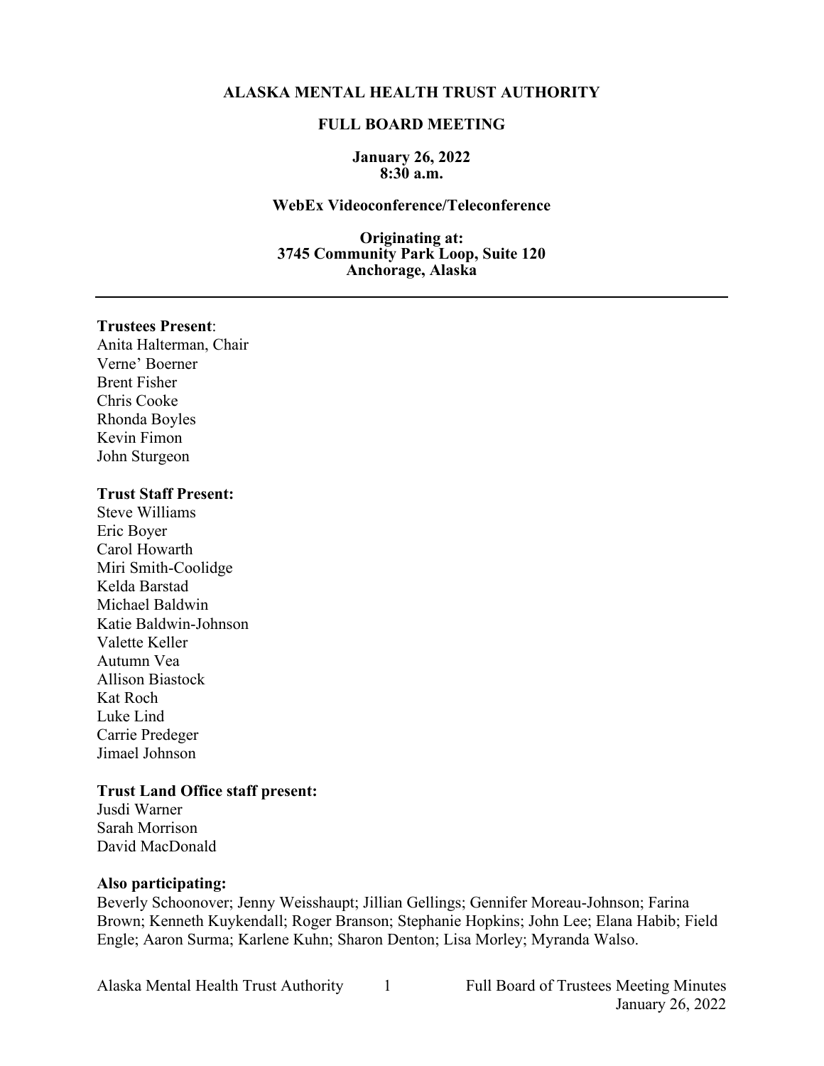# ALASKA MENTAL HEALTH TRUST AUTHORITY

## FULL BOARD MEETING

**January 26, 2022**
**8:30 a.m.**

**WebEx Videoconference/Teleconference**

**Originating at:**
**3745 Community Park Loop, Suite 120**
**Anchorage, Alaska**

---

**Trustees Present**:
Anita Halterman, Chair
Verne' Boerner
Brent Fisher
Chris Cooke
Rhonda Boyles
Kevin Fimon
John Sturgeon

**Trust Staff Present:**
Steve Williams
Eric Boyer
Carol Howarth
Miri Smith-Coolidge
Kelda Barstad
Michael Baldwin
Katie Baldwin-Johnson
Valette Keller
Autumn Vea
Allison Biastock
Kat Roch
Luke Lind
Carrie Predeger
Jimael Johnson

**Trust Land Office staff present:**
Jusdi Warner
Sarah Morrison
David MacDonald

**Also participating:**
Beverly Schoonover; Jenny Weisshaupt; Jillian Gellings; Gennifer Moreau-Johnson; Farina Brown; Kenneth Kuykendall; Roger Branson; Stephanie Hopkins; John Lee; Elana Habib; Field Engle; Aaron Surma; Karlene Kuhn; Sharon Denton; Lisa Morley; Myranda Walso.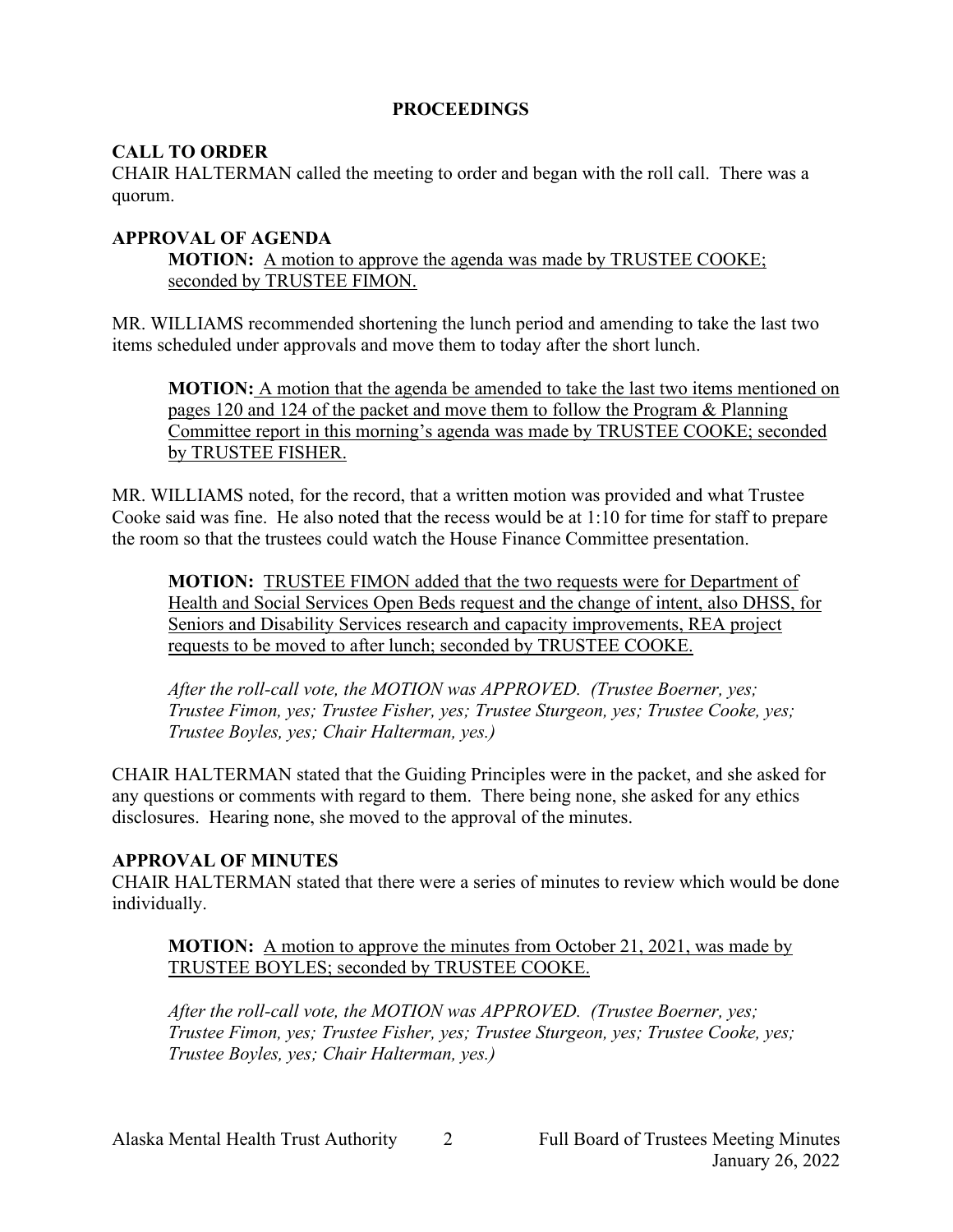## PROCEEDINGS

### CALL TO ORDER

CHAIR HALTERMAN called the meeting to order and began with the roll call. There was a quorum.

### APPROVAL OF AGENDA

> **MOTION:** A motion to approve the agenda was made by TRUSTEE COOKE; seconded by TRUSTEE FIMON.

MR. WILLIAMS recommended shortening the lunch period and amending to take the last two items scheduled under approvals and move them to today after the short lunch.

> **MOTION:** A motion that the agenda be amended to take the last two items mentioned on pages 120 and 124 of the packet and move them to follow the Program & Planning Committee report in this morning's agenda was made by TRUSTEE COOKE; seconded by TRUSTEE FISHER.

MR. WILLIAMS noted, for the record, that a written motion was provided and what Trustee Cooke said was fine. He also noted that the recess would be at 1:10 for time for staff to prepare the room so that the trustees could watch the House Finance Committee presentation.

> **MOTION:** TRUSTEE FIMON added that the two requests were for Department of Health and Social Services Open Beds request and the change of intent, also DHSS, for Seniors and Disability Services research and capacity improvements, REA project requests to be moved to after lunch; seconded by TRUSTEE COOKE.
>
> *After the roll-call vote, the MOTION was APPROVED. (Trustee Boerner, yes; Trustee Fimon, yes; Trustee Fisher, yes; Trustee Sturgeon, yes; Trustee Cooke, yes; Trustee Boyles, yes; Chair Halterman, yes.)*

CHAIR HALTERMAN stated that the Guiding Principles were in the packet, and she asked for any questions or comments with regard to them. There being none, she asked for any ethics disclosures. Hearing none, she moved to the approval of the minutes.

### APPROVAL OF MINUTES

CHAIR HALTERMAN stated that there were a series of minutes to review which would be done individually.

> **MOTION:** A motion to approve the minutes from October 21, 2021, was made by TRUSTEE BOYLES; seconded by TRUSTEE COOKE.
>
> *After the roll-call vote, the MOTION was APPROVED. (Trustee Boerner, yes; Trustee Fimon, yes; Trustee Fisher, yes; Trustee Sturgeon, yes; Trustee Cooke, yes; Trustee Boyles, yes; Chair Halterman, yes.)*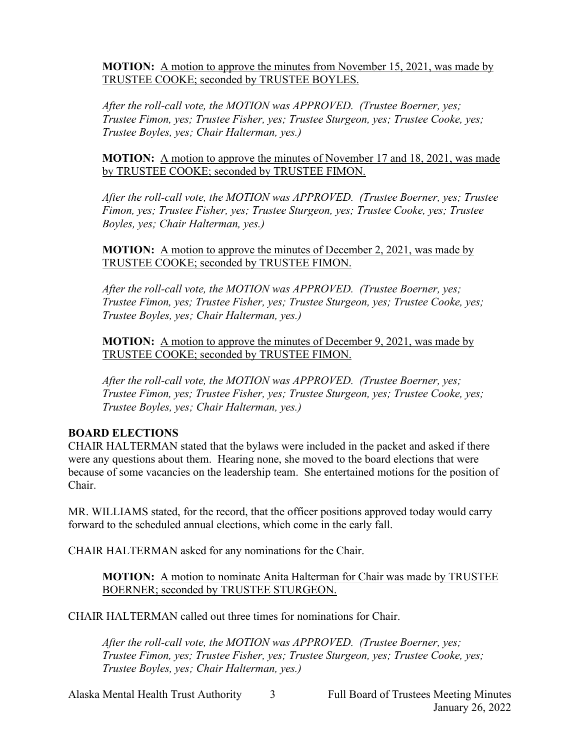**MOTION:** A motion to approve the minutes from November 15, 2021, was made by TRUSTEE COOKE; seconded by TRUSTEE BOYLES.

*After the roll-call vote, the MOTION was APPROVED. (Trustee Boerner, yes; Trustee Fimon, yes; Trustee Fisher, yes; Trustee Sturgeon, yes; Trustee Cooke, yes; Trustee Boyles, yes; Chair Halterman, yes.)*

**MOTION:** A motion to approve the minutes of November 17 and 18, 2021, was made by TRUSTEE COOKE; seconded by TRUSTEE FIMON.

*After the roll-call vote, the MOTION was APPROVED. (Trustee Boerner, yes; Trustee Fimon, yes; Trustee Fisher, yes; Trustee Sturgeon, yes; Trustee Cooke, yes; Trustee Boyles, yes; Chair Halterman, yes.)*

**MOTION:** A motion to approve the minutes of December 2, 2021, was made by TRUSTEE COOKE; seconded by TRUSTEE FIMON.

*After the roll-call vote, the MOTION was APPROVED. (Trustee Boerner, yes; Trustee Fimon, yes; Trustee Fisher, yes; Trustee Sturgeon, yes; Trustee Cooke, yes; Trustee Boyles, yes; Chair Halterman, yes.)*

**MOTION:** A motion to approve the minutes of December 9, 2021, was made by TRUSTEE COOKE; seconded by TRUSTEE FIMON.

*After the roll-call vote, the MOTION was APPROVED. (Trustee Boerner, yes; Trustee Fimon, yes; Trustee Fisher, yes; Trustee Sturgeon, yes; Trustee Cooke, yes; Trustee Boyles, yes; Chair Halterman, yes.)*

## BOARD ELECTIONS

CHAIR HALTERMAN stated that the bylaws were included in the packet and asked if there were any questions about them. Hearing none, she moved to the board elections that were because of some vacancies on the leadership team. She entertained motions for the position of Chair.

MR. WILLIAMS stated, for the record, that the officer positions approved today would carry forward to the scheduled annual elections, which come in the early fall.

CHAIR HALTERMAN asked for any nominations for the Chair.

**MOTION:** A motion to nominate Anita Halterman for Chair was made by TRUSTEE BOERNER; seconded by TRUSTEE STURGEON.

CHAIR HALTERMAN called out three times for nominations for Chair.

*After the roll-call vote, the MOTION was APPROVED. (Trustee Boerner, yes; Trustee Fimon, yes; Trustee Fisher, yes; Trustee Sturgeon, yes; Trustee Cooke, yes; Trustee Boyles, yes; Chair Halterman, yes.)*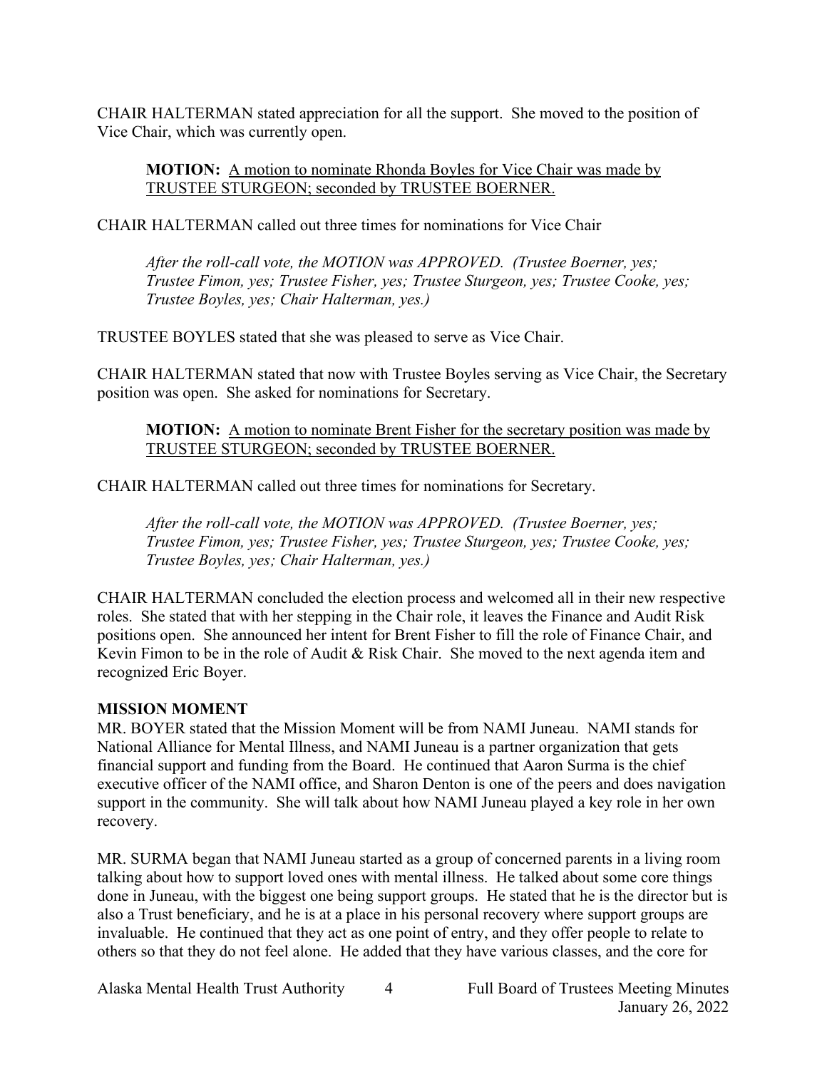CHAIR HALTERMAN stated appreciation for all the support. She moved to the position of Vice Chair, which was currently open.

> **MOTION:** A motion to nominate Rhonda Boyles for Vice Chair was made by TRUSTEE STURGEON; seconded by TRUSTEE BOERNER.

CHAIR HALTERMAN called out three times for nominations for Vice Chair

> *After the roll-call vote, the MOTION was APPROVED. (Trustee Boerner, yes; Trustee Fimon, yes; Trustee Fisher, yes; Trustee Sturgeon, yes; Trustee Cooke, yes; Trustee Boyles, yes; Chair Halterman, yes.)*

TRUSTEE BOYLES stated that she was pleased to serve as Vice Chair.

CHAIR HALTERMAN stated that now with Trustee Boyles serving as Vice Chair, the Secretary position was open. She asked for nominations for Secretary.

> **MOTION:** A motion to nominate Brent Fisher for the secretary position was made by TRUSTEE STURGEON; seconded by TRUSTEE BOERNER.

CHAIR HALTERMAN called out three times for nominations for Secretary.

> *After the roll-call vote, the MOTION was APPROVED. (Trustee Boerner, yes; Trustee Fimon, yes; Trustee Fisher, yes; Trustee Sturgeon, yes; Trustee Cooke, yes; Trustee Boyles, yes; Chair Halterman, yes.)*

CHAIR HALTERMAN concluded the election process and welcomed all in their new respective roles. She stated that with her stepping in the Chair role, it leaves the Finance and Audit Risk positions open. She announced her intent for Brent Fisher to fill the role of Finance Chair, and Kevin Fimon to be in the role of Audit & Risk Chair. She moved to the next agenda item and recognized Eric Boyer.

## MISSION MOMENT

MR. BOYER stated that the Mission Moment will be from NAMI Juneau. NAMI stands for National Alliance for Mental Illness, and NAMI Juneau is a partner organization that gets financial support and funding from the Board. He continued that Aaron Surma is the chief executive officer of the NAMI office, and Sharon Denton is one of the peers and does navigation support in the community. She will talk about how NAMI Juneau played a key role in her own recovery.

MR. SURMA began that NAMI Juneau started as a group of concerned parents in a living room talking about how to support loved ones with mental illness. He talked about some core things done in Juneau, with the biggest one being support groups. He stated that he is the director but is also a Trust beneficiary, and he is at a place in his personal recovery where support groups are invaluable. He continued that they act as one point of entry, and they offer people to relate to others so that they do not feel alone. He added that they have various classes, and the core for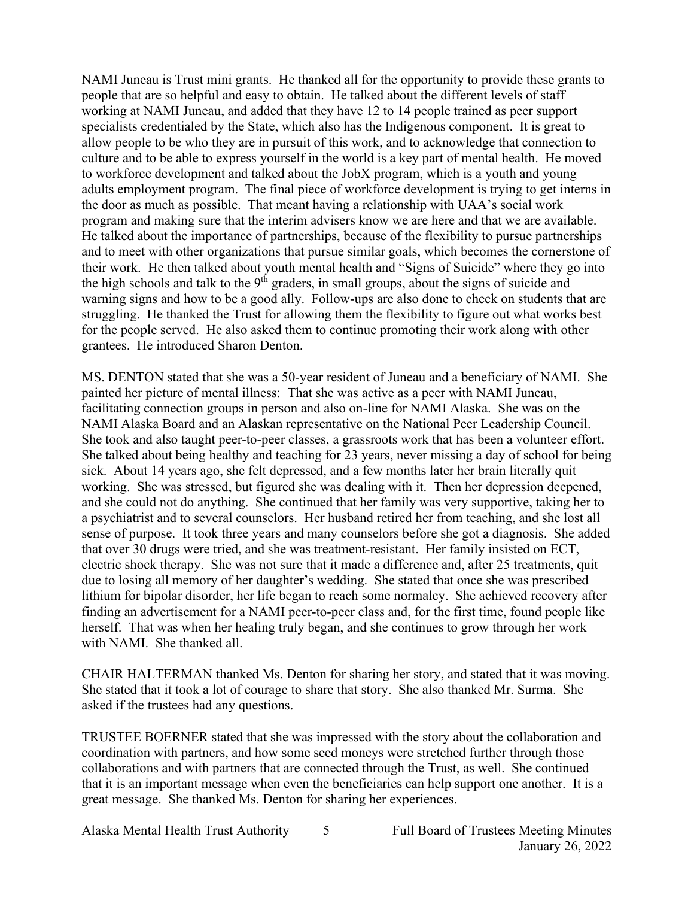NAMI Juneau is Trust mini grants. He thanked all for the opportunity to provide these grants to people that are so helpful and easy to obtain. He talked about the different levels of staff working at NAMI Juneau, and added that they have 12 to 14 people trained as peer support specialists credentialed by the State, which also has the Indigenous component. It is great to allow people to be who they are in pursuit of this work, and to acknowledge that connection to culture and to be able to express yourself in the world is a key part of mental health. He moved to workforce development and talked about the JobX program, which is a youth and young adults employment program. The final piece of workforce development is trying to get interns in the door as much as possible. That meant having a relationship with UAA's social work program and making sure that the interim advisers know we are here and that we are available. He talked about the importance of partnerships, because of the flexibility to pursue partnerships and to meet with other organizations that pursue similar goals, which becomes the cornerstone of their work. He then talked about youth mental health and "Signs of Suicide" where they go into the high schools and talk to the 9th graders, in small groups, about the signs of suicide and warning signs and how to be a good ally. Follow-ups are also done to check on students that are struggling. He thanked the Trust for allowing them the flexibility to figure out what works best for the people served. He also asked them to continue promoting their work along with other grantees. He introduced Sharon Denton.

MS. DENTON stated that she was a 50-year resident of Juneau and a beneficiary of NAMI. She painted her picture of mental illness: That she was active as a peer with NAMI Juneau, facilitating connection groups in person and also on-line for NAMI Alaska. She was on the NAMI Alaska Board and an Alaskan representative on the National Peer Leadership Council. She took and also taught peer-to-peer classes, a grassroots work that has been a volunteer effort. She talked about being healthy and teaching for 23 years, never missing a day of school for being sick. About 14 years ago, she felt depressed, and a few months later her brain literally quit working. She was stressed, but figured she was dealing with it. Then her depression deepened, and she could not do anything. She continued that her family was very supportive, taking her to a psychiatrist and to several counselors. Her husband retired her from teaching, and she lost all sense of purpose. It took three years and many counselors before she got a diagnosis. She added that over 30 drugs were tried, and she was treatment-resistant. Her family insisted on ECT, electric shock therapy. She was not sure that it made a difference and, after 25 treatments, quit due to losing all memory of her daughter's wedding. She stated that once she was prescribed lithium for bipolar disorder, her life began to reach some normalcy. She achieved recovery after finding an advertisement for a NAMI peer-to-peer class and, for the first time, found people like herself. That was when her healing truly began, and she continues to grow through her work with NAMI. She thanked all.

CHAIR HALTERMAN thanked Ms. Denton for sharing her story, and stated that it was moving. She stated that it took a lot of courage to share that story. She also thanked Mr. Surma. She asked if the trustees had any questions.

TRUSTEE BOERNER stated that she was impressed with the story about the collaboration and coordination with partners, and how some seed moneys were stretched further through those collaborations and with partners that are connected through the Trust, as well. She continued that it is an important message when even the beneficiaries can help support one another. It is a great message. She thanked Ms. Denton for sharing her experiences.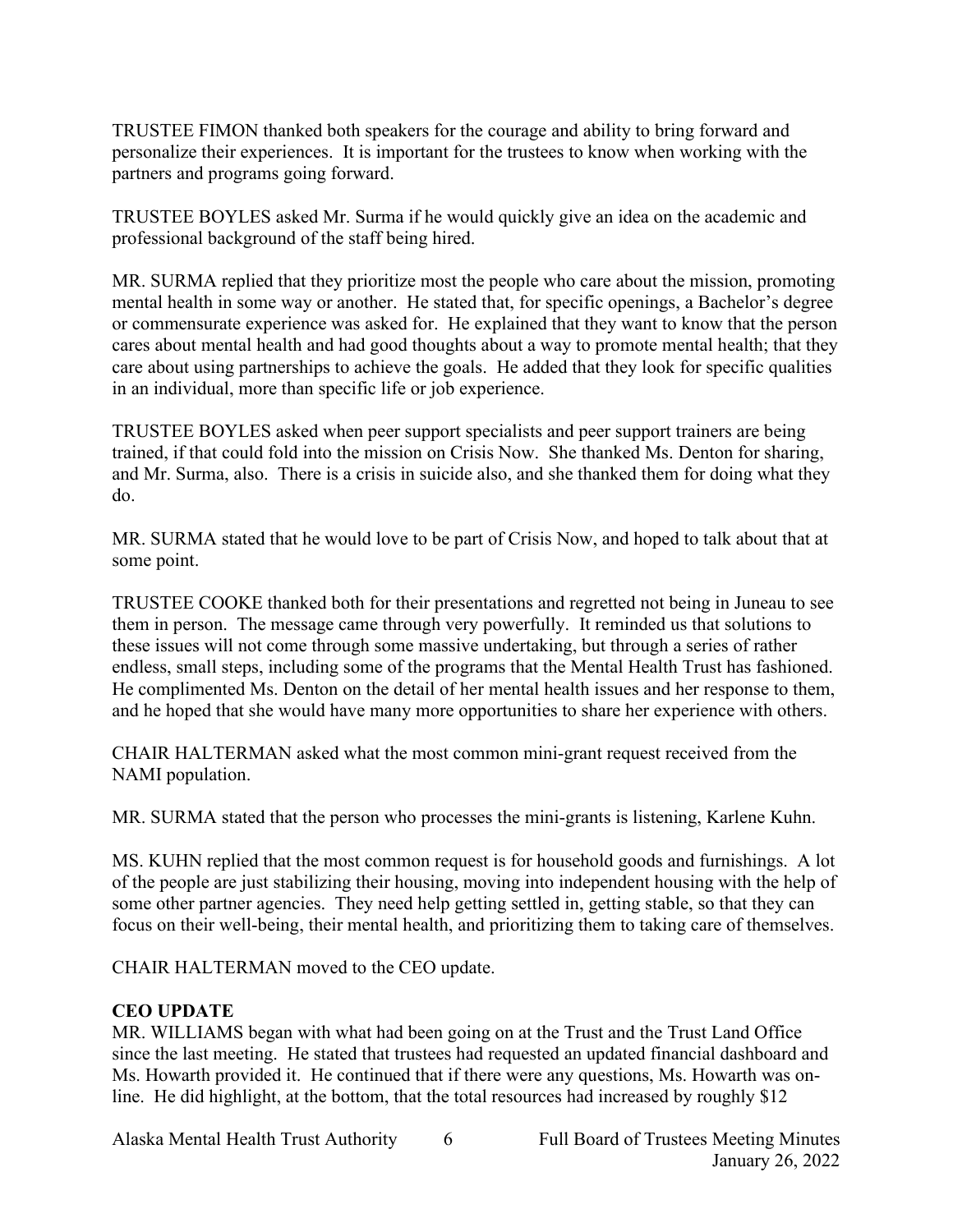TRUSTEE FIMON thanked both speakers for the courage and ability to bring forward and personalize their experiences. It is important for the trustees to know when working with the partners and programs going forward.

TRUSTEE BOYLES asked Mr. Surma if he would quickly give an idea on the academic and professional background of the staff being hired.

MR. SURMA replied that they prioritize most the people who care about the mission, promoting mental health in some way or another. He stated that, for specific openings, a Bachelor's degree or commensurate experience was asked for. He explained that they want to know that the person cares about mental health and had good thoughts about a way to promote mental health; that they care about using partnerships to achieve the goals. He added that they look for specific qualities in an individual, more than specific life or job experience.

TRUSTEE BOYLES asked when peer support specialists and peer support trainers are being trained, if that could fold into the mission on Crisis Now. She thanked Ms. Denton for sharing, and Mr. Surma, also. There is a crisis in suicide also, and she thanked them for doing what they do.

MR. SURMA stated that he would love to be part of Crisis Now, and hoped to talk about that at some point.

TRUSTEE COOKE thanked both for their presentations and regretted not being in Juneau to see them in person. The message came through very powerfully. It reminded us that solutions to these issues will not come through some massive undertaking, but through a series of rather endless, small steps, including some of the programs that the Mental Health Trust has fashioned. He complimented Ms. Denton on the detail of her mental health issues and her response to them, and he hoped that she would have many more opportunities to share her experience with others.

CHAIR HALTERMAN asked what the most common mini-grant request received from the NAMI population.

MR. SURMA stated that the person who processes the mini-grants is listening, Karlene Kuhn.

MS. KUHN replied that the most common request is for household goods and furnishings. A lot of the people are just stabilizing their housing, moving into independent housing with the help of some other partner agencies. They need help getting settled in, getting stable, so that they can focus on their well-being, their mental health, and prioritizing them to taking care of themselves.

CHAIR HALTERMAN moved to the CEO update.

**CEO UPDATE**

MR. WILLIAMS began with what had been going on at the Trust and the Trust Land Office since the last meeting. He stated that trustees had requested an updated financial dashboard and Ms. Howarth provided it. He continued that if there were any questions, Ms. Howarth was on-line. He did highlight, at the bottom, that the total resources had increased by roughly $12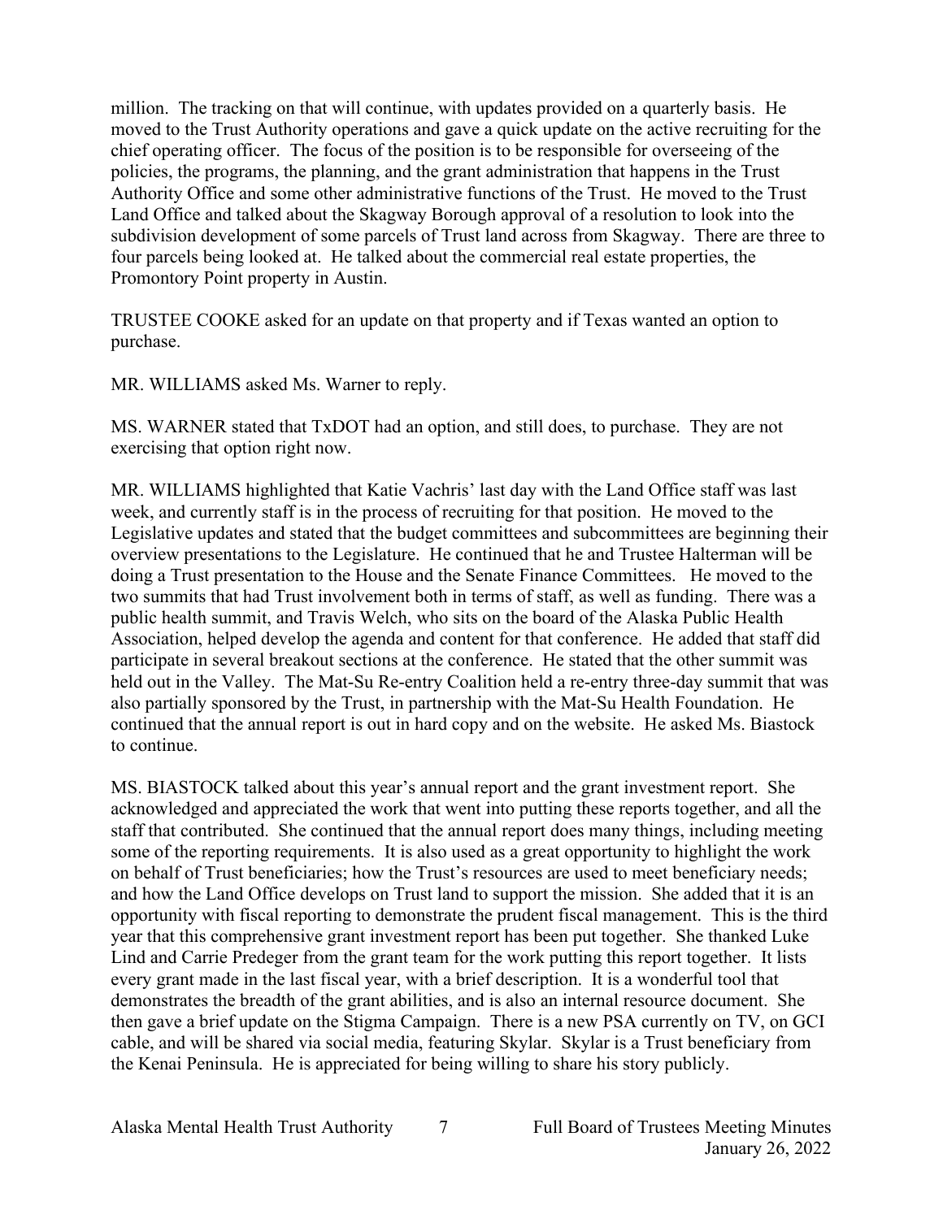million. The tracking on that will continue, with updates provided on a quarterly basis. He moved to the Trust Authority operations and gave a quick update on the active recruiting for the chief operating officer. The focus of the position is to be responsible for overseeing of the policies, the programs, the planning, and the grant administration that happens in the Trust Authority Office and some other administrative functions of the Trust. He moved to the Trust Land Office and talked about the Skagway Borough approval of a resolution to look into the subdivision development of some parcels of Trust land across from Skagway. There are three to four parcels being looked at. He talked about the commercial real estate properties, the Promontory Point property in Austin.

TRUSTEE COOKE asked for an update on that property and if Texas wanted an option to purchase.

MR. WILLIAMS asked Ms. Warner to reply.

MS. WARNER stated that TxDOT had an option, and still does, to purchase. They are not exercising that option right now.

MR. WILLIAMS highlighted that Katie Vachris' last day with the Land Office staff was last week, and currently staff is in the process of recruiting for that position. He moved to the Legislative updates and stated that the budget committees and subcommittees are beginning their overview presentations to the Legislature. He continued that he and Trustee Halterman will be doing a Trust presentation to the House and the Senate Finance Committees. He moved to the two summits that had Trust involvement both in terms of staff, as well as funding. There was a public health summit, and Travis Welch, who sits on the board of the Alaska Public Health Association, helped develop the agenda and content for that conference. He added that staff did participate in several breakout sections at the conference. He stated that the other summit was held out in the Valley. The Mat-Su Re-entry Coalition held a re-entry three-day summit that was also partially sponsored by the Trust, in partnership with the Mat-Su Health Foundation. He continued that the annual report is out in hard copy and on the website. He asked Ms. Biastock to continue.

MS. BIASTOCK talked about this year's annual report and the grant investment report. She acknowledged and appreciated the work that went into putting these reports together, and all the staff that contributed. She continued that the annual report does many things, including meeting some of the reporting requirements. It is also used as a great opportunity to highlight the work on behalf of Trust beneficiaries; how the Trust's resources are used to meet beneficiary needs; and how the Land Office develops on Trust land to support the mission. She added that it is an opportunity with fiscal reporting to demonstrate the prudent fiscal management. This is the third year that this comprehensive grant investment report has been put together. She thanked Luke Lind and Carrie Predeger from the grant team for the work putting this report together. It lists every grant made in the last fiscal year, with a brief description. It is a wonderful tool that demonstrates the breadth of the grant abilities, and is also an internal resource document. She then gave a brief update on the Stigma Campaign. There is a new PSA currently on TV, on GCI cable, and will be shared via social media, featuring Skylar. Skylar is a Trust beneficiary from the Kenai Peninsula. He is appreciated for being willing to share his story publicly.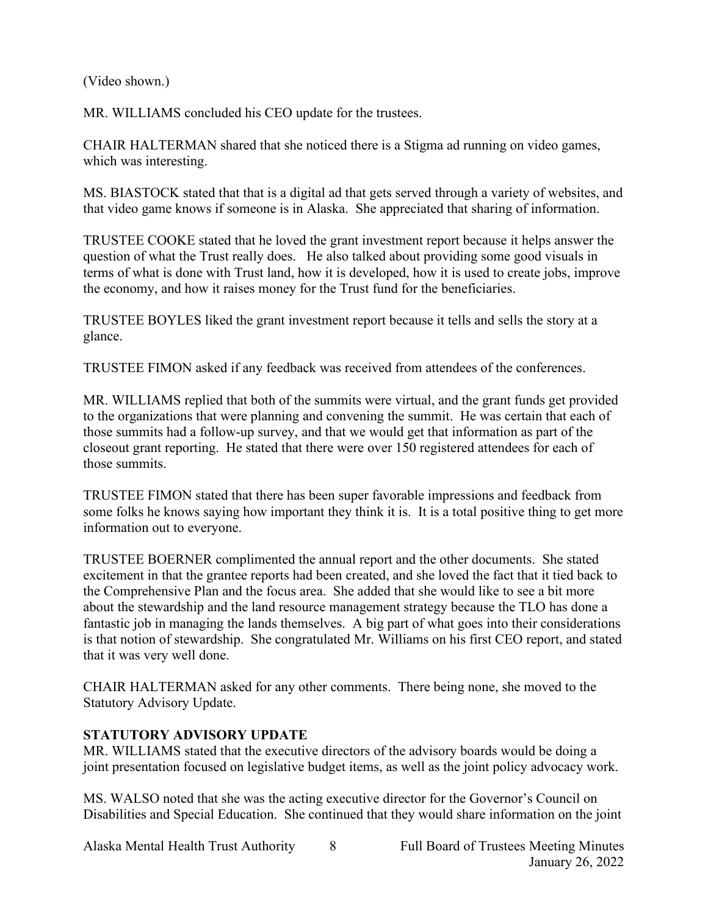(Video shown.)

MR. WILLIAMS concluded his CEO update for the trustees.

CHAIR HALTERMAN shared that she noticed there is a Stigma ad running on video games, which was interesting.

MS. BIASTOCK stated that that is a digital ad that gets served through a variety of websites, and that video game knows if someone is in Alaska. She appreciated that sharing of information.

TRUSTEE COOKE stated that he loved the grant investment report because it helps answer the question of what the Trust really does. He also talked about providing some good visuals in terms of what is done with Trust land, how it is developed, how it is used to create jobs, improve the economy, and how it raises money for the Trust fund for the beneficiaries.

TRUSTEE BOYLES liked the grant investment report because it tells and sells the story at a glance.

TRUSTEE FIMON asked if any feedback was received from attendees of the conferences.

MR. WILLIAMS replied that both of the summits were virtual, and the grant funds get provided to the organizations that were planning and convening the summit. He was certain that each of those summits had a follow-up survey, and that we would get that information as part of the closeout grant reporting. He stated that there were over 150 registered attendees for each of those summits.

TRUSTEE FIMON stated that there has been super favorable impressions and feedback from some folks he knows saying how important they think it is. It is a total positive thing to get more information out to everyone.

TRUSTEE BOERNER complimented the annual report and the other documents. She stated excitement in that the grantee reports had been created, and she loved the fact that it tied back to the Comprehensive Plan and the focus area. She added that she would like to see a bit more about the stewardship and the land resource management strategy because the TLO has done a fantastic job in managing the lands themselves. A big part of what goes into their considerations is that notion of stewardship. She congratulated Mr. Williams on his first CEO report, and stated that it was very well done.

CHAIR HALTERMAN asked for any other comments. There being none, she moved to the Statutory Advisory Update.

**STATUTORY ADVISORY UPDATE**

MR. WILLIAMS stated that the executive directors of the advisory boards would be doing a joint presentation focused on legislative budget items, as well as the joint policy advocacy work.

MS. WALSO noted that she was the acting executive director for the Governor's Council on Disabilities and Special Education. She continued that they would share information on the joint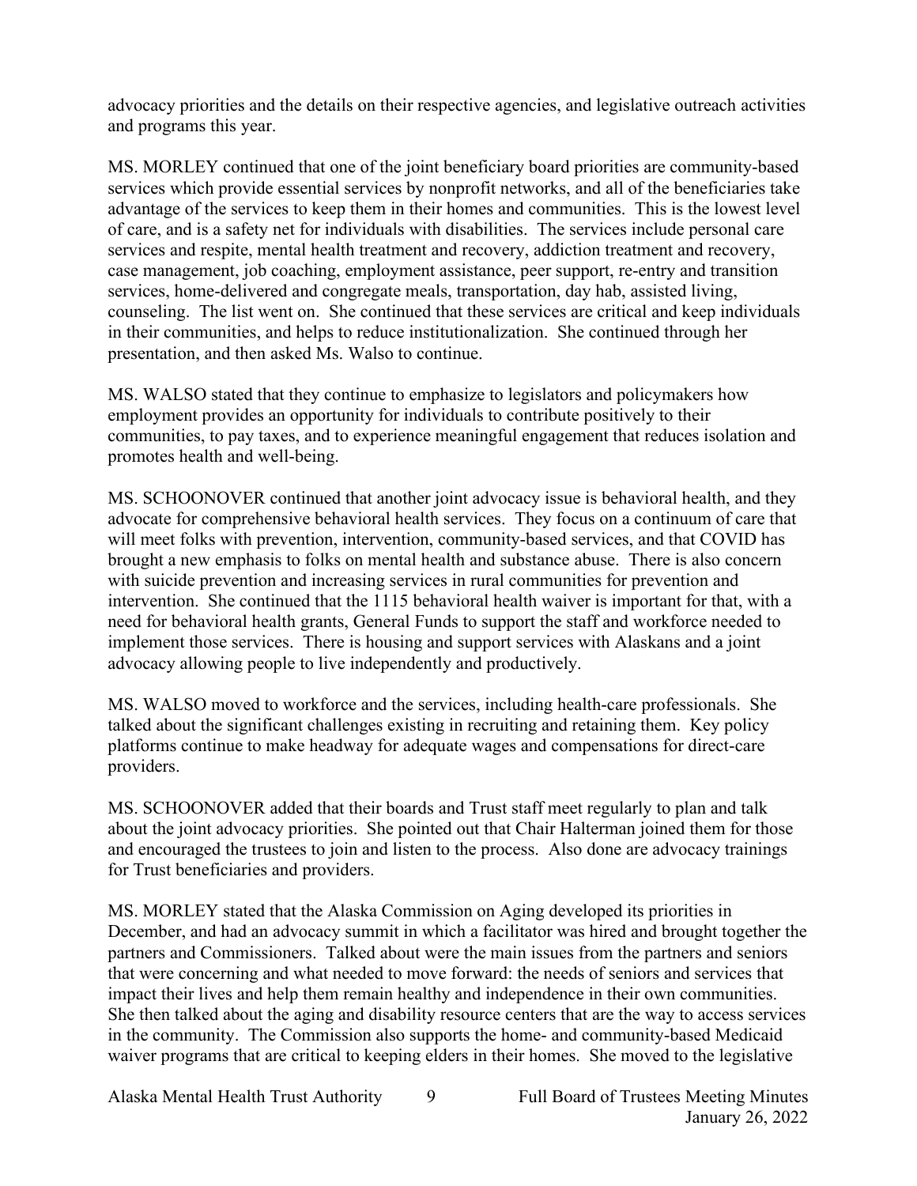advocacy priorities and the details on their respective agencies, and legislative outreach activities and programs this year.

MS. MORLEY continued that one of the joint beneficiary board priorities are community-based services which provide essential services by nonprofit networks, and all of the beneficiaries take advantage of the services to keep them in their homes and communities. This is the lowest level of care, and is a safety net for individuals with disabilities. The services include personal care services and respite, mental health treatment and recovery, addiction treatment and recovery, case management, job coaching, employment assistance, peer support, re-entry and transition services, home-delivered and congregate meals, transportation, day hab, assisted living, counseling. The list went on. She continued that these services are critical and keep individuals in their communities, and helps to reduce institutionalization. She continued through her presentation, and then asked Ms. Walso to continue.

MS. WALSO stated that they continue to emphasize to legislators and policymakers how employment provides an opportunity for individuals to contribute positively to their communities, to pay taxes, and to experience meaningful engagement that reduces isolation and promotes health and well-being.

MS. SCHOONOVER continued that another joint advocacy issue is behavioral health, and they advocate for comprehensive behavioral health services. They focus on a continuum of care that will meet folks with prevention, intervention, community-based services, and that COVID has brought a new emphasis to folks on mental health and substance abuse. There is also concern with suicide prevention and increasing services in rural communities for prevention and intervention. She continued that the 1115 behavioral health waiver is important for that, with a need for behavioral health grants, General Funds to support the staff and workforce needed to implement those services. There is housing and support services with Alaskans and a joint advocacy allowing people to live independently and productively.

MS. WALSO moved to workforce and the services, including health-care professionals. She talked about the significant challenges existing in recruiting and retaining them. Key policy platforms continue to make headway for adequate wages and compensations for direct-care providers.

MS. SCHOONOVER added that their boards and Trust staff meet regularly to plan and talk about the joint advocacy priorities. She pointed out that Chair Halterman joined them for those and encouraged the trustees to join and listen to the process. Also done are advocacy trainings for Trust beneficiaries and providers.

MS. MORLEY stated that the Alaska Commission on Aging developed its priorities in December, and had an advocacy summit in which a facilitator was hired and brought together the partners and Commissioners. Talked about were the main issues from the partners and seniors that were concerning and what needed to move forward: the needs of seniors and services that impact their lives and help them remain healthy and independence in their own communities. She then talked about the aging and disability resource centers that are the way to access services in the community. The Commission also supports the home- and community-based Medicaid waiver programs that are critical to keeping elders in their homes. She moved to the legislative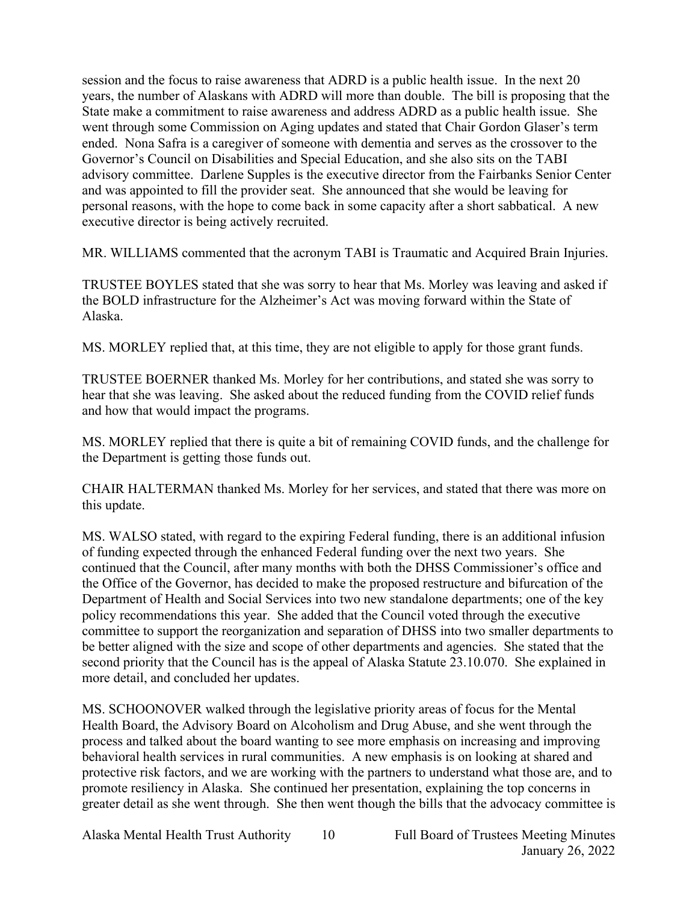session and the focus to raise awareness that ADRD is a public health issue. In the next 20 years, the number of Alaskans with ADRD will more than double. The bill is proposing that the State make a commitment to raise awareness and address ADRD as a public health issue. She went through some Commission on Aging updates and stated that Chair Gordon Glaser's term ended. Nona Safra is a caregiver of someone with dementia and serves as the crossover to the Governor's Council on Disabilities and Special Education, and she also sits on the TABI advisory committee. Darlene Supples is the executive director from the Fairbanks Senior Center and was appointed to fill the provider seat. She announced that she would be leaving for personal reasons, with the hope to come back in some capacity after a short sabbatical. A new executive director is being actively recruited.

MR. WILLIAMS commented that the acronym TABI is Traumatic and Acquired Brain Injuries.

TRUSTEE BOYLES stated that she was sorry to hear that Ms. Morley was leaving and asked if the BOLD infrastructure for the Alzheimer's Act was moving forward within the State of Alaska.

MS. MORLEY replied that, at this time, they are not eligible to apply for those grant funds.

TRUSTEE BOERNER thanked Ms. Morley for her contributions, and stated she was sorry to hear that she was leaving. She asked about the reduced funding from the COVID relief funds and how that would impact the programs.

MS. MORLEY replied that there is quite a bit of remaining COVID funds, and the challenge for the Department is getting those funds out.

CHAIR HALTERMAN thanked Ms. Morley for her services, and stated that there was more on this update.

MS. WALSO stated, with regard to the expiring Federal funding, there is an additional infusion of funding expected through the enhanced Federal funding over the next two years. She continued that the Council, after many months with both the DHSS Commissioner's office and the Office of the Governor, has decided to make the proposed restructure and bifurcation of the Department of Health and Social Services into two new standalone departments; one of the key policy recommendations this year. She added that the Council voted through the executive committee to support the reorganization and separation of DHSS into two smaller departments to be better aligned with the size and scope of other departments and agencies. She stated that the second priority that the Council has is the appeal of Alaska Statute 23.10.070. She explained in more detail, and concluded her updates.

MS. SCHOONOVER walked through the legislative priority areas of focus for the Mental Health Board, the Advisory Board on Alcoholism and Drug Abuse, and she went through the process and talked about the board wanting to see more emphasis on increasing and improving behavioral health services in rural communities. A new emphasis is on looking at shared and protective risk factors, and we are working with the partners to understand what those are, and to promote resiliency in Alaska. She continued her presentation, explaining the top concerns in greater detail as she went through. She then went though the bills that the advocacy committee is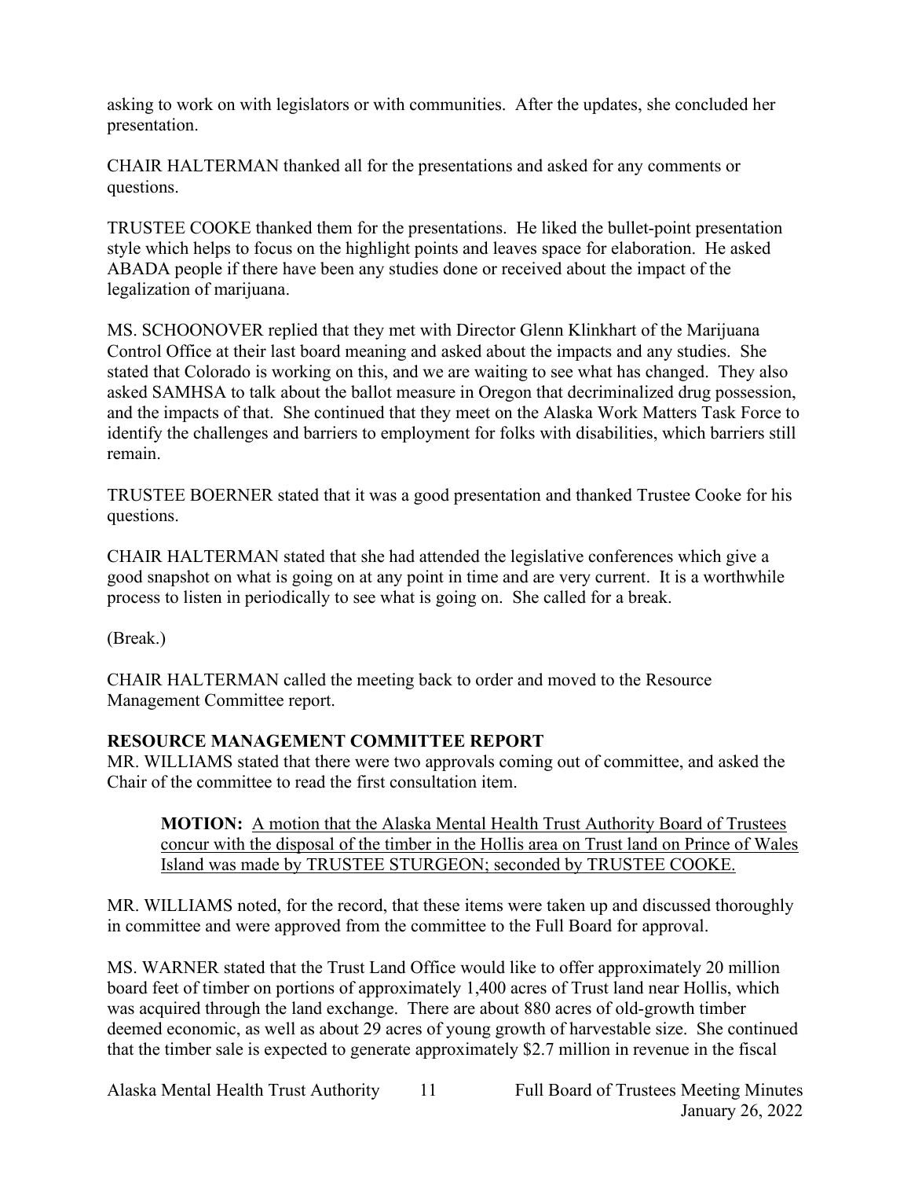asking to work on with legislators or with communities. After the updates, she concluded her presentation.

CHAIR HALTERMAN thanked all for the presentations and asked for any comments or questions.

TRUSTEE COOKE thanked them for the presentations. He liked the bullet-point presentation style which helps to focus on the highlight points and leaves space for elaboration. He asked ABADA people if there have been any studies done or received about the impact of the legalization of marijuana.

MS. SCHOONOVER replied that they met with Director Glenn Klinkhart of the Marijuana Control Office at their last board meaning and asked about the impacts and any studies. She stated that Colorado is working on this, and we are waiting to see what has changed. They also asked SAMHSA to talk about the ballot measure in Oregon that decriminalized drug possession, and the impacts of that. She continued that they meet on the Alaska Work Matters Task Force to identify the challenges and barriers to employment for folks with disabilities, which barriers still remain.

TRUSTEE BOERNER stated that it was a good presentation and thanked Trustee Cooke for his questions.

CHAIR HALTERMAN stated that she had attended the legislative conferences which give a good snapshot on what is going on at any point in time and are very current. It is a worthwhile process to listen in periodically to see what is going on. She called for a break.

(Break.)

CHAIR HALTERMAN called the meeting back to order and moved to the Resource Management Committee report.

**RESOURCE MANAGEMENT COMMITTEE REPORT**

MR. WILLIAMS stated that there were two approvals coming out of committee, and asked the Chair of the committee to read the first consultation item.

> **MOTION:** A motion that the Alaska Mental Health Trust Authority Board of Trustees concur with the disposal of the timber in the Hollis area on Trust land on Prince of Wales Island was made by TRUSTEE STURGEON; seconded by TRUSTEE COOKE.

MR. WILLIAMS noted, for the record, that these items were taken up and discussed thoroughly in committee and were approved from the committee to the Full Board for approval.

MS. WARNER stated that the Trust Land Office would like to offer approximately 20 million board feet of timber on portions of approximately 1,400 acres of Trust land near Hollis, which was acquired through the land exchange. There are about 880 acres of old-growth timber deemed economic, as well as about 29 acres of young growth of harvestable size. She continued that the timber sale is expected to generate approximately $2.7 million in revenue in the fiscal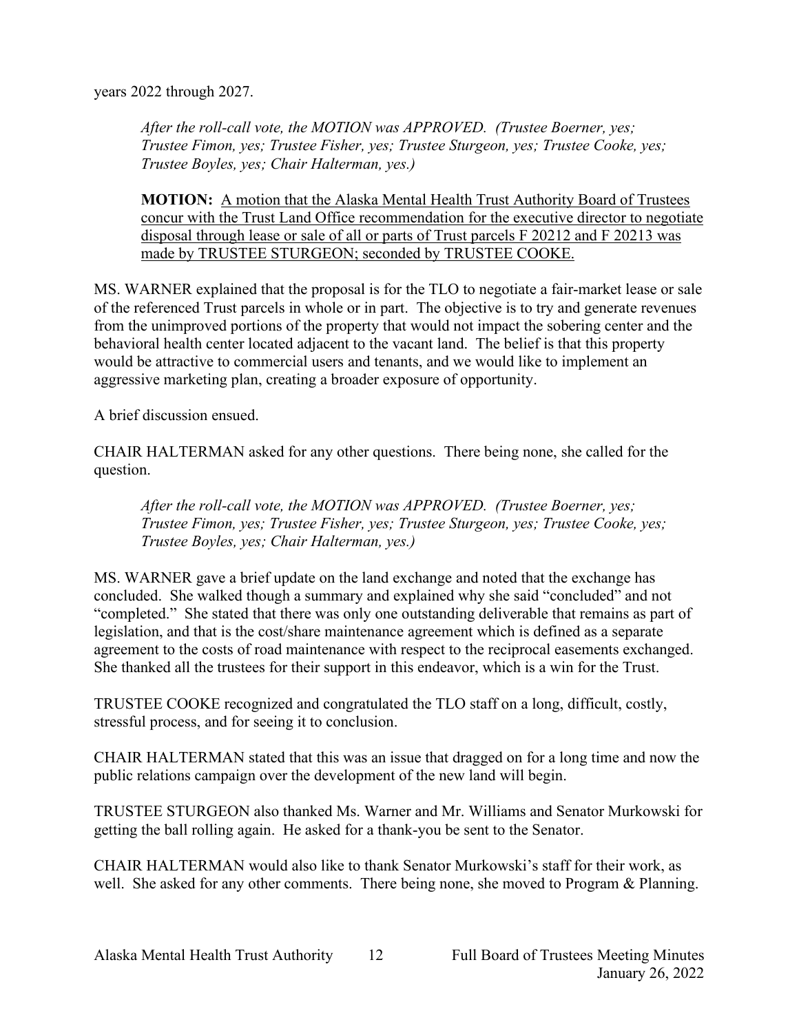years 2022 through 2027.

> *After the roll-call vote, the MOTION was APPROVED. (Trustee Boerner, yes; Trustee Fimon, yes; Trustee Fisher, yes; Trustee Sturgeon, yes; Trustee Cooke, yes; Trustee Boyles, yes; Chair Halterman, yes.)*

> **MOTION:** A motion that the Alaska Mental Health Trust Authority Board of Trustees concur with the Trust Land Office recommendation for the executive director to negotiate disposal through lease or sale of all or parts of Trust parcels F 20212 and F 20213 was made by TRUSTEE STURGEON; seconded by TRUSTEE COOKE.

MS. WARNER explained that the proposal is for the TLO to negotiate a fair-market lease or sale of the referenced Trust parcels in whole or in part. The objective is to try and generate revenues from the unimproved portions of the property that would not impact the sobering center and the behavioral health center located adjacent to the vacant land. The belief is that this property would be attractive to commercial users and tenants, and we would like to implement an aggressive marketing plan, creating a broader exposure of opportunity.

A brief discussion ensued.

CHAIR HALTERMAN asked for any other questions. There being none, she called for the question.

> *After the roll-call vote, the MOTION was APPROVED. (Trustee Boerner, yes; Trustee Fimon, yes; Trustee Fisher, yes; Trustee Sturgeon, yes; Trustee Cooke, yes; Trustee Boyles, yes; Chair Halterman, yes.)*

MS. WARNER gave a brief update on the land exchange and noted that the exchange has concluded. She walked though a summary and explained why she said "concluded" and not "completed." She stated that there was only one outstanding deliverable that remains as part of legislation, and that is the cost/share maintenance agreement which is defined as a separate agreement to the costs of road maintenance with respect to the reciprocal easements exchanged. She thanked all the trustees for their support in this endeavor, which is a win for the Trust.

TRUSTEE COOKE recognized and congratulated the TLO staff on a long, difficult, costly, stressful process, and for seeing it to conclusion.

CHAIR HALTERMAN stated that this was an issue that dragged on for a long time and now the public relations campaign over the development of the new land will begin.

TRUSTEE STURGEON also thanked Ms. Warner and Mr. Williams and Senator Murkowski for getting the ball rolling again. He asked for a thank-you be sent to the Senator.

CHAIR HALTERMAN would also like to thank Senator Murkowski's staff for their work, as well. She asked for any other comments. There being none, she moved to Program & Planning.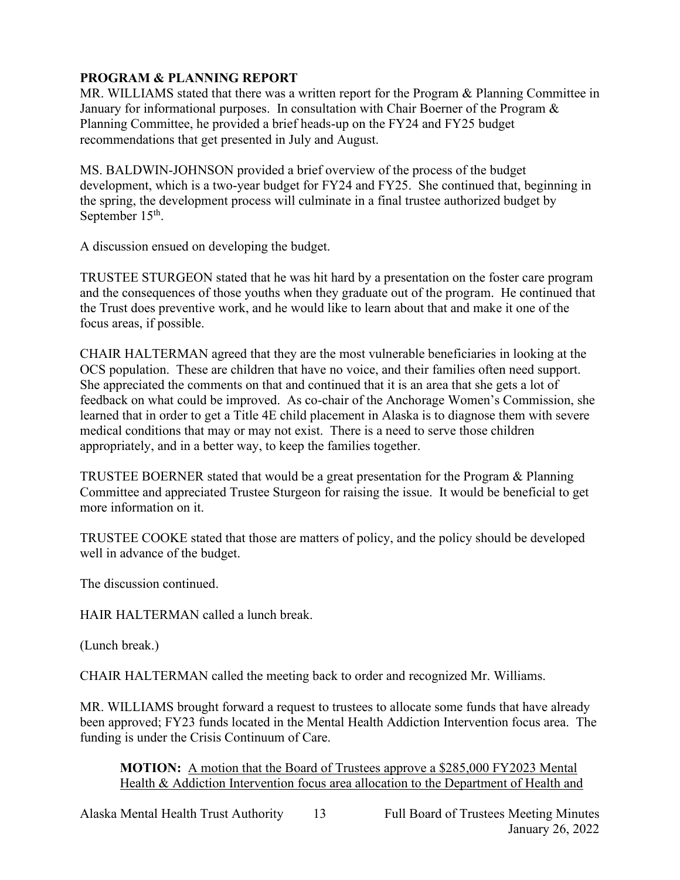**PROGRAM & PLANNING REPORT**

MR. WILLIAMS stated that there was a written report for the Program & Planning Committee in January for informational purposes. In consultation with Chair Boerner of the Program & Planning Committee, he provided a brief heads-up on the FY24 and FY25 budget recommendations that get presented in July and August.

MS. BALDWIN-JOHNSON provided a brief overview of the process of the budget development, which is a two-year budget for FY24 and FY25. She continued that, beginning in the spring, the development process will culminate in a final trustee authorized budget by September 15th.

A discussion ensued on developing the budget.

TRUSTEE STURGEON stated that he was hit hard by a presentation on the foster care program and the consequences of those youths when they graduate out of the program. He continued that the Trust does preventive work, and he would like to learn about that and make it one of the focus areas, if possible.

CHAIR HALTERMAN agreed that they are the most vulnerable beneficiaries in looking at the OCS population. These are children that have no voice, and their families often need support. She appreciated the comments on that and continued that it is an area that she gets a lot of feedback on what could be improved. As co-chair of the Anchorage Women's Commission, she learned that in order to get a Title 4E child placement in Alaska is to diagnose them with severe medical conditions that may or may not exist. There is a need to serve those children appropriately, and in a better way, to keep the families together.

TRUSTEE BOERNER stated that would be a great presentation for the Program & Planning Committee and appreciated Trustee Sturgeon for raising the issue. It would be beneficial to get more information on it.

TRUSTEE COOKE stated that those are matters of policy, and the policy should be developed well in advance of the budget.

The discussion continued.

HAIR HALTERMAN called a lunch break.

(Lunch break.)

CHAIR HALTERMAN called the meeting back to order and recognized Mr. Williams.

MR. WILLIAMS brought forward a request to trustees to allocate some funds that have already been approved; FY23 funds located in the Mental Health Addiction Intervention focus area. The funding is under the Crisis Continuum of Care.

> **MOTION:** A motion that the Board of Trustees approve a $285,000 FY2023 Mental Health & Addiction Intervention focus area allocation to the Department of Health and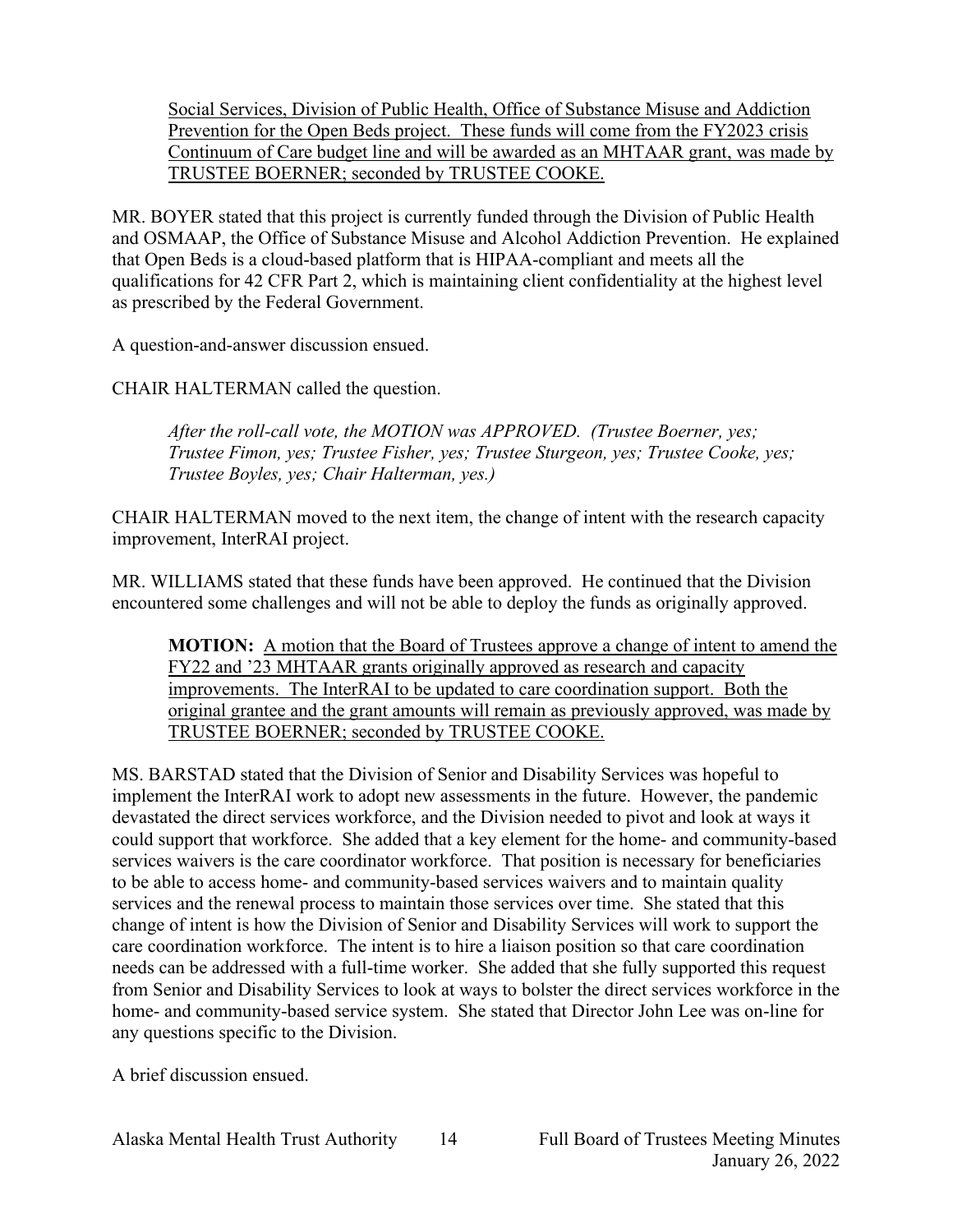Social Services, Division of Public Health, Office of Substance Misuse and Addiction Prevention for the Open Beds project. These funds will come from the FY2023 crisis Continuum of Care budget line and will be awarded as an MHTAAR grant, was made by TRUSTEE BOERNER; seconded by TRUSTEE COOKE.

MR. BOYER stated that this project is currently funded through the Division of Public Health and OSMAAP, the Office of Substance Misuse and Alcohol Addiction Prevention. He explained that Open Beds is a cloud-based platform that is HIPAA-compliant and meets all the qualifications for 42 CFR Part 2, which is maintaining client confidentiality at the highest level as prescribed by the Federal Government.

A question-and-answer discussion ensued.

CHAIR HALTERMAN called the question.

*After the roll-call vote, the MOTION was APPROVED. (Trustee Boerner, yes; Trustee Fimon, yes; Trustee Fisher, yes; Trustee Sturgeon, yes; Trustee Cooke, yes; Trustee Boyles, yes; Chair Halterman, yes.)*

CHAIR HALTERMAN moved to the next item, the change of intent with the research capacity improvement, InterRAI project.

MR. WILLIAMS stated that these funds have been approved. He continued that the Division encountered some challenges and will not be able to deploy the funds as originally approved.

**MOTION:** A motion that the Board of Trustees approve a change of intent to amend the FY22 and '23 MHTAAR grants originally approved as research and capacity improvements. The InterRAI to be updated to care coordination support. Both the original grantee and the grant amounts will remain as previously approved, was made by TRUSTEE BOERNER; seconded by TRUSTEE COOKE.

MS. BARSTAD stated that the Division of Senior and Disability Services was hopeful to implement the InterRAI work to adopt new assessments in the future. However, the pandemic devastated the direct services workforce, and the Division needed to pivot and look at ways it could support that workforce. She added that a key element for the home- and community-based services waivers is the care coordinator workforce. That position is necessary for beneficiaries to be able to access home- and community-based services waivers and to maintain quality services and the renewal process to maintain those services over time. She stated that this change of intent is how the Division of Senior and Disability Services will work to support the care coordination workforce. The intent is to hire a liaison position so that care coordination needs can be addressed with a full-time worker. She added that she fully supported this request from Senior and Disability Services to look at ways to bolster the direct services workforce in the home- and community-based service system. She stated that Director John Lee was on-line for any questions specific to the Division.

A brief discussion ensued.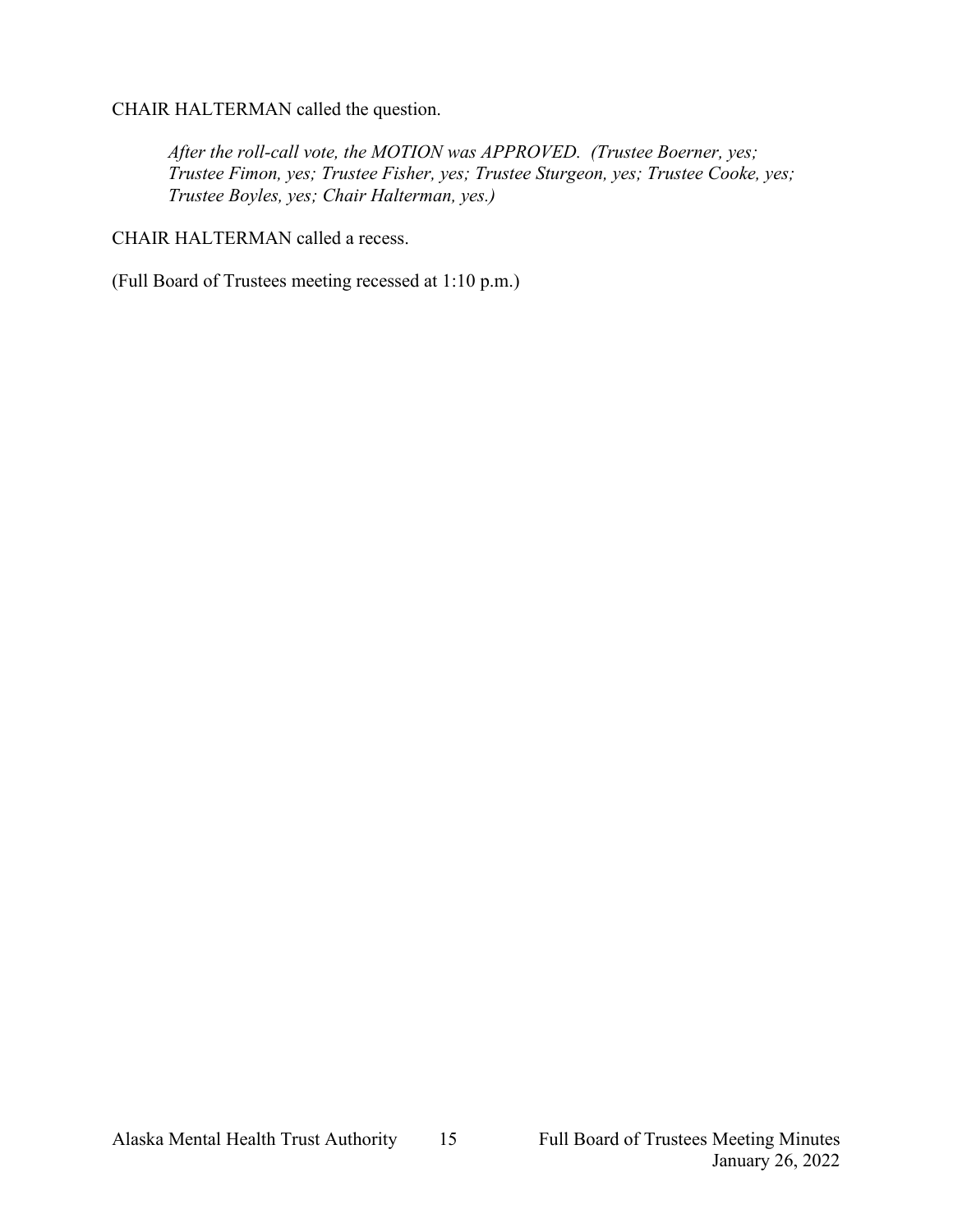CHAIR HALTERMAN called the question.

*After the roll-call vote, the MOTION was APPROVED. (Trustee Boerner, yes; Trustee Fimon, yes; Trustee Fisher, yes; Trustee Sturgeon, yes; Trustee Cooke, yes; Trustee Boyles, yes; Chair Halterman, yes.)*

CHAIR HALTERMAN called a recess.

(Full Board of Trustees meeting recessed at 1:10 p.m.)